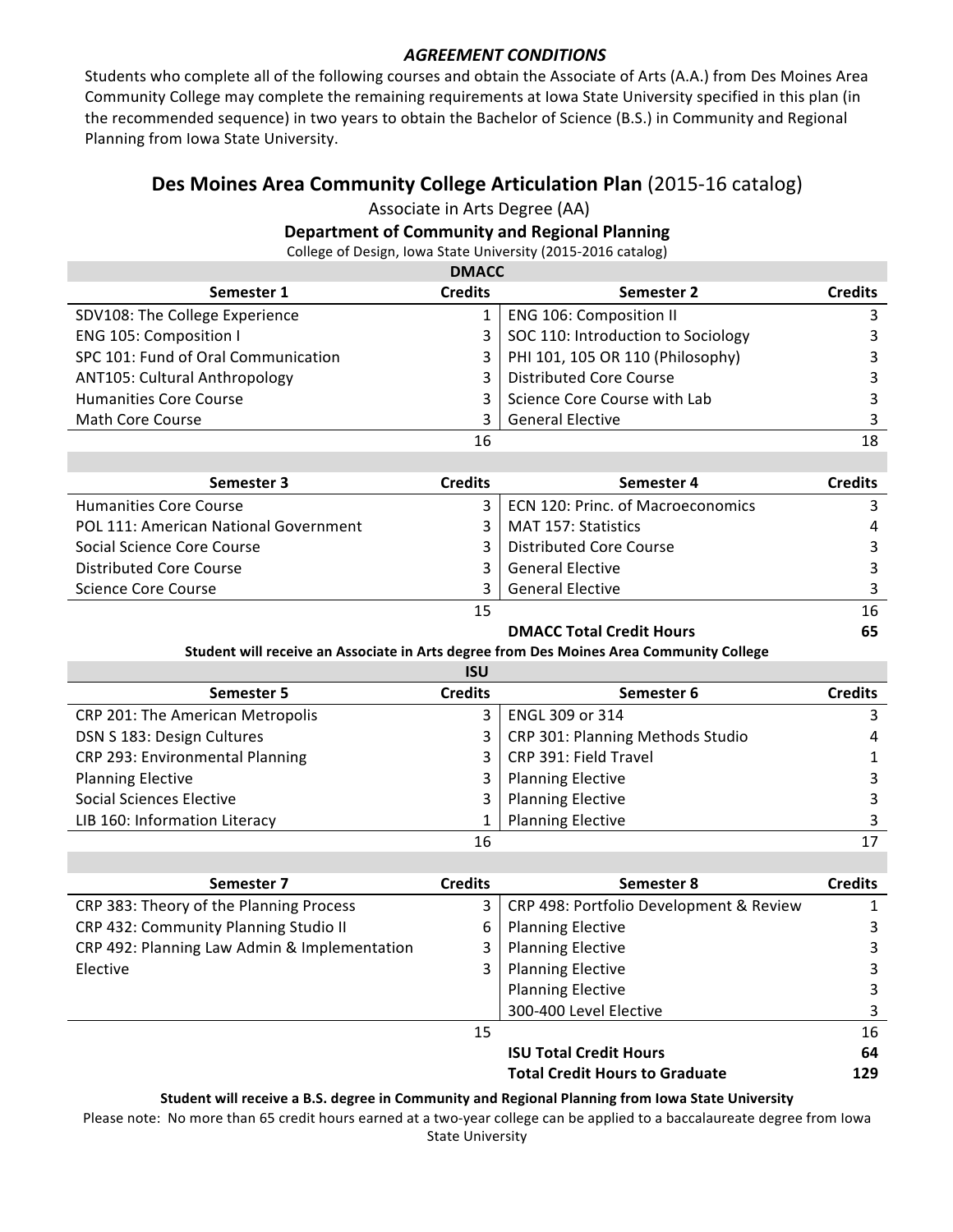***AGREEMENT CONDITIONS***

Students who complete all of the following courses and obtain the Associate of Arts (A.A.) from Des Moines Area Community College may complete the remaining requirements at Iowa State University specified in this plan (in the recommended sequence) in two years to obtain the Bachelor of Science (B.S.) in Community and Regional Planning from Iowa State University.

## Des Moines Area Community College Articulation Plan (2015-16 catalog)

Associate in Arts Degree (AA)

### Department of Community and Regional Planning

College of Design, Iowa State University (2015-2016 catalog)

**DMACC**

| Semester 1 | Credits | Semester 2 | Credits |
|---|---|---|---|
| SDV108: The College Experience | 1 | ENG 106: Composition II | 3 |
| ENG 105: Composition I | 3 | SOC 110: Introduction to Sociology | 3 |
| SPC 101: Fund of Oral Communication | 3 | PHI 101, 105 OR 110 (Philosophy) | 3 |
| ANT105: Cultural Anthropology | 3 | Distributed Core Course | 3 |
| Humanities Core Course | 3 | Science Core Course with Lab | 3 |
| Math Core Course | 3 | General Elective | 3 |
| | 16 | | 18 |

| Semester 3 | Credits | Semester 4 | Credits |
|---|---|---|---|
| Humanities Core Course | 3 | ECN 120: Princ. of Macroeconomics | 3 |
| POL 111: American National Government | 3 | MAT 157: Statistics | 4 |
| Social Science Core Course | 3 | Distributed Core Course | 3 |
| Distributed Core Course | 3 | General Elective | 3 |
| Science Core Course | 3 | General Elective | 3 |
| | 15 | | 16 |
| | | **DMACC Total Credit Hours** | **65** |

**Student will receive an Associate in Arts degree from Des Moines Area Community College**

**ISU**

| Semester 5 | Credits | Semester 6 | Credits |
|---|---|---|---|
| CRP 201: The American Metropolis | 3 | ENGL 309 or 314 | 3 |
| DSN S 183: Design Cultures | 3 | CRP 301: Planning Methods Studio | 4 |
| CRP 293: Environmental Planning | 3 | CRP 391: Field Travel | 1 |
| Planning Elective | 3 | Planning Elective | 3 |
| Social Sciences Elective | 3 | Planning Elective | 3 |
| LIB 160: Information Literacy | 1 | Planning Elective | 3 |
| | 16 | | 17 |

| Semester 7 | Credits | Semester 8 | Credits |
|---|---|---|---|
| CRP 383: Theory of the Planning Process | 3 | CRP 498: Portfolio Development & Review | 1 |
| CRP 432: Community Planning Studio II | 6 | Planning Elective | 3 |
| CRP 492: Planning Law Admin & Implementation | 3 | Planning Elective | 3 |
| Elective | 3 | Planning Elective | 3 |
| | | Planning Elective | 3 |
| | | 300-400 Level Elective | 3 |
| | 15 | | 16 |
| | | **ISU Total Credit Hours** | **64** |
| | | **Total Credit Hours to Graduate** | **129** |

**Student will receive a B.S. degree in Community and Regional Planning from Iowa State University**

Please note: No more than 65 credit hours earned at a two-year college can be applied to a baccalaureate degree from Iowa State University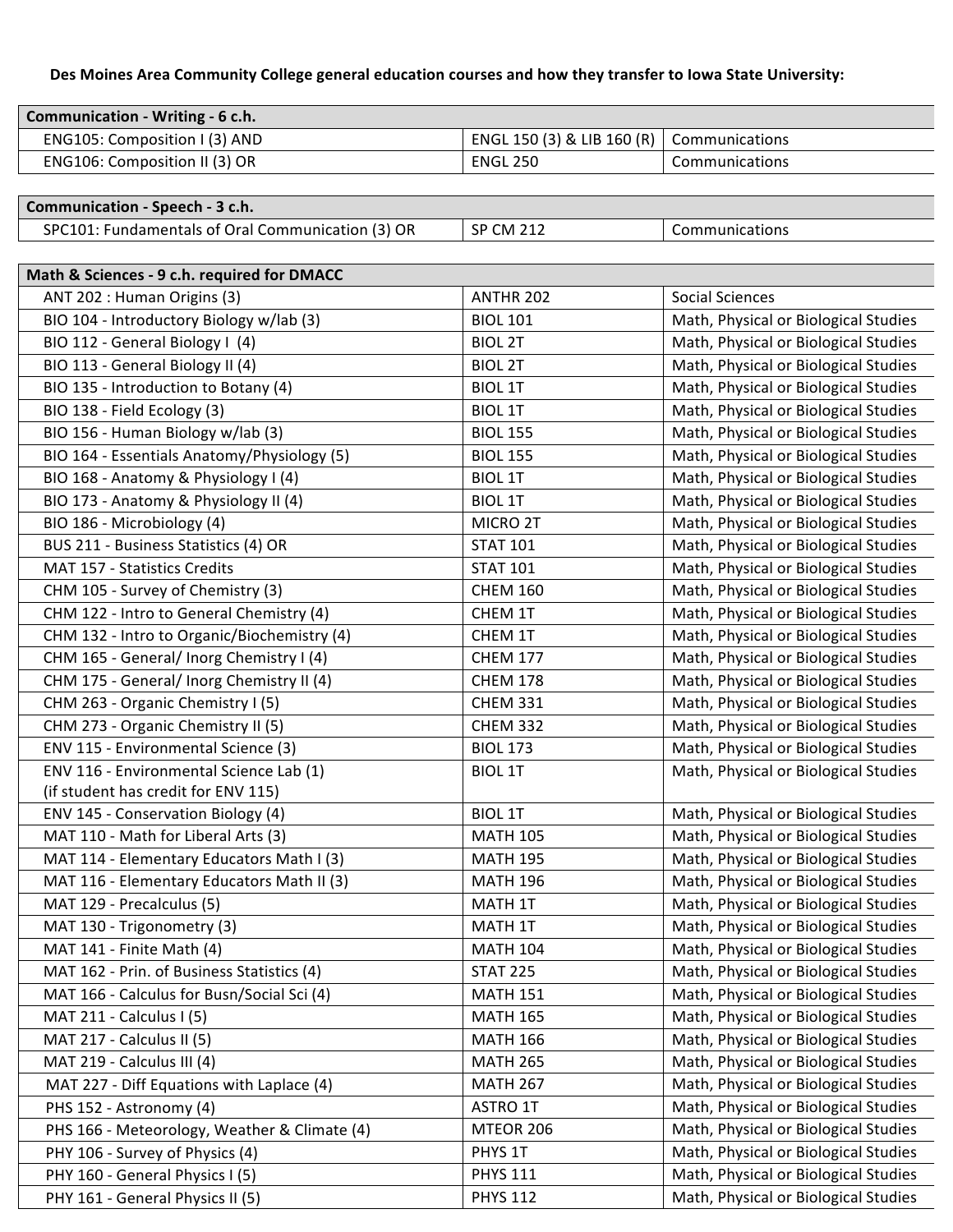**Des Moines Area Community College general education courses and how they transfer to Iowa State University:**

| Communication - Writing - 6 c.h. | | |
|---|---|---|
| ENG105: Composition I (3) AND | ENGL 150 (3) & LIB 160 (R) | Communications |
| ENG106: Composition II (3) OR | ENGL 250 | Communications |

| Communication - Speech - 3 c.h. | | |
|---|---|---|
| SPC101: Fundamentals of Oral Communication (3) OR | SP CM 212 | Communications |

| Math & Sciences - 9 c.h. required for DMACC | | |
|---|---|---|
| ANT 202 : Human Origins (3) | ANTHR 202 | Social Sciences |
| BIO 104 - Introductory Biology w/lab (3) | BIOL 101 | Math, Physical or Biological Studies |
| BIO 112 - General Biology I (4) | BIOL 2T | Math, Physical or Biological Studies |
| BIO 113 - General Biology II (4) | BIOL 2T | Math, Physical or Biological Studies |
| BIO 135 - Introduction to Botany (4) | BIOL 1T | Math, Physical or Biological Studies |
| BIO 138 - Field Ecology (3) | BIOL 1T | Math, Physical or Biological Studies |
| BIO 156 - Human Biology w/lab (3) | BIOL 155 | Math, Physical or Biological Studies |
| BIO 164 - Essentials Anatomy/Physiology (5) | BIOL 155 | Math, Physical or Biological Studies |
| BIO 168 - Anatomy & Physiology I (4) | BIOL 1T | Math, Physical or Biological Studies |
| BIO 173 - Anatomy & Physiology II (4) | BIOL 1T | Math, Physical or Biological Studies |
| BIO 186 - Microbiology (4) | MICRO 2T | Math, Physical or Biological Studies |
| BUS 211 - Business Statistics (4) OR | STAT 101 | Math, Physical or Biological Studies |
| MAT 157 - Statistics Credits | STAT 101 | Math, Physical or Biological Studies |
| CHM 105 - Survey of Chemistry (3) | CHEM 160 | Math, Physical or Biological Studies |
| CHM 122 - Intro to General Chemistry (4) | CHEM 1T | Math, Physical or Biological Studies |
| CHM 132 - Intro to Organic/Biochemistry (4) | CHEM 1T | Math, Physical or Biological Studies |
| CHM 165 - General/ Inorg Chemistry I (4) | CHEM 177 | Math, Physical or Biological Studies |
| CHM 175 - General/ Inorg Chemistry II (4) | CHEM 178 | Math, Physical or Biological Studies |
| CHM 263 - Organic Chemistry I (5) | CHEM 331 | Math, Physical or Biological Studies |
| CHM 273 - Organic Chemistry II (5) | CHEM 332 | Math, Physical or Biological Studies |
| ENV 115 - Environmental Science (3) | BIOL 173 | Math, Physical or Biological Studies |
| ENV 116 - Environmental Science Lab (1) (if student has credit for ENV 115) | BIOL 1T | Math, Physical or Biological Studies |
| ENV 145 - Conservation Biology (4) | BIOL 1T | Math, Physical or Biological Studies |
| MAT 110 - Math for Liberal Arts (3) | MATH 105 | Math, Physical or Biological Studies |
| MAT 114 - Elementary Educators Math I (3) | MATH 195 | Math, Physical or Biological Studies |
| MAT 116 - Elementary Educators Math II (3) | MATH 196 | Math, Physical or Biological Studies |
| MAT 129 - Precalculus (5) | MATH 1T | Math, Physical or Biological Studies |
| MAT 130 - Trigonometry (3) | MATH 1T | Math, Physical or Biological Studies |
| MAT 141 - Finite Math (4) | MATH 104 | Math, Physical or Biological Studies |
| MAT 162 - Prin. of Business Statistics (4) | STAT 225 | Math, Physical or Biological Studies |
| MAT 166 - Calculus for Busn/Social Sci (4) | MATH 151 | Math, Physical or Biological Studies |
| MAT 211 - Calculus I (5) | MATH 165 | Math, Physical or Biological Studies |
| MAT 217 - Calculus II (5) | MATH 166 | Math, Physical or Biological Studies |
| MAT 219 - Calculus III (4) | MATH 265 | Math, Physical or Biological Studies |
| MAT 227 - Diff Equations with Laplace (4) | MATH 267 | Math, Physical or Biological Studies |
| PHS 152 - Astronomy (4) | ASTRO 1T | Math, Physical or Biological Studies |
| PHS 166 - Meteorology, Weather & Climate (4) | MTEOR 206 | Math, Physical or Biological Studies |
| PHY 106 - Survey of Physics (4) | PHYS 1T | Math, Physical or Biological Studies |
| PHY 160 - General Physics I (5) | PHYS 111 | Math, Physical or Biological Studies |
| PHY 161 - General Physics II (5) | PHYS 112 | Math, Physical or Biological Studies |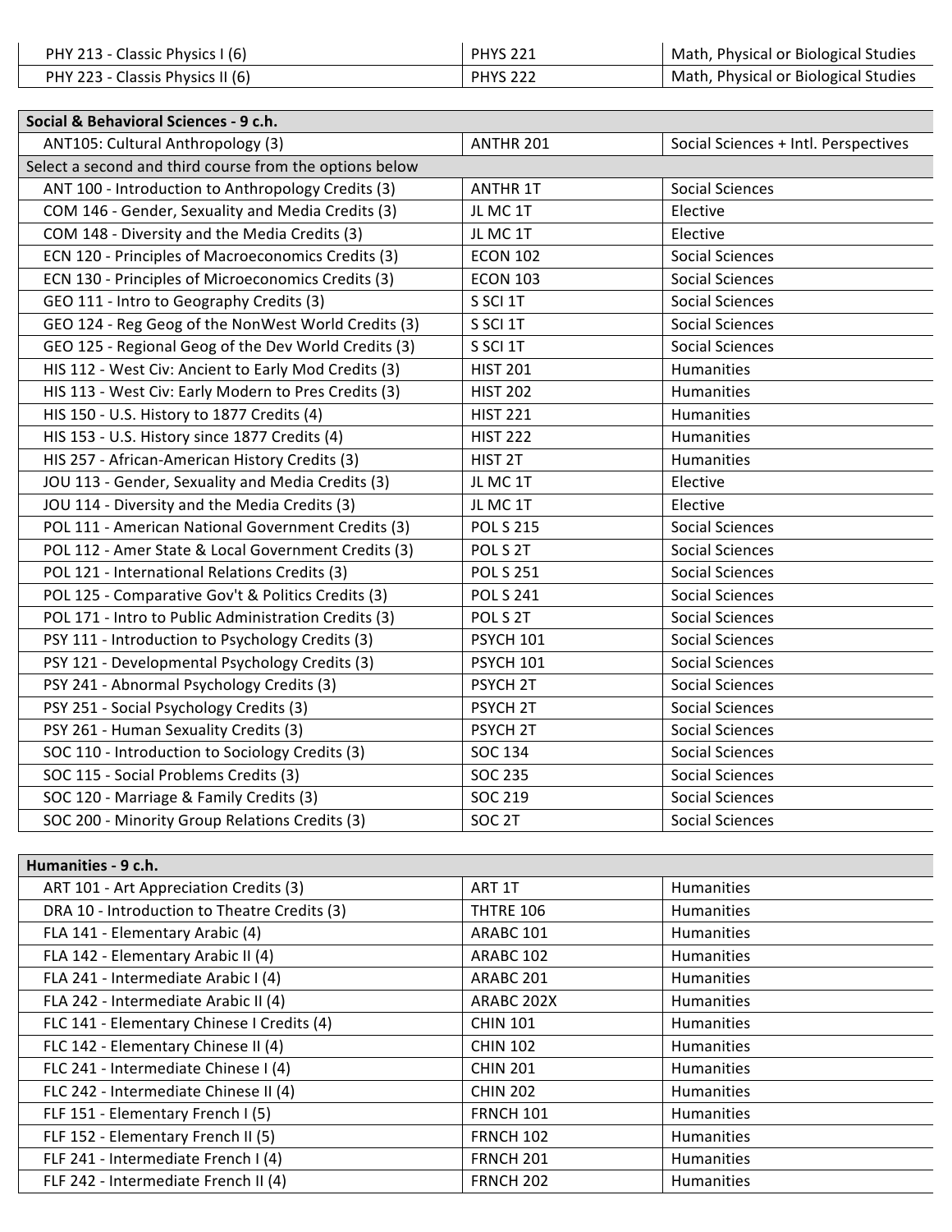| | | |
|---|---|---|
| PHY 213 - Classic Physics I (6) | PHYS 221 | Math, Physical or Biological Studies |
| PHY 223 - Classis Physics II (6) | PHYS 222 | Math, Physical or Biological Studies |

| **Social & Behavioral Sciences - 9 c.h.** | | |
|---|---|---|
| ANT105: Cultural Anthropology (3) | ANTHR 201 | Social Sciences + Intl. Perspectives |
| Select a second and third course from the options below | | |
| ANT 100 - Introduction to Anthropology Credits (3) | ANTHR 1T | Social Sciences |
| COM 146 - Gender, Sexuality and Media Credits (3) | JL MC 1T | Elective |
| COM 148 - Diversity and the Media Credits (3) | JL MC 1T | Elective |
| ECN 120 - Principles of Macroeconomics Credits (3) | ECON 102 | Social Sciences |
| ECN 130 - Principles of Microeconomics Credits (3) | ECON 103 | Social Sciences |
| GEO 111 - Intro to Geography Credits (3) | S SCI 1T | Social Sciences |
| GEO 124 - Reg Geog of the NonWest World Credits (3) | S SCI 1T | Social Sciences |
| GEO 125 - Regional Geog of the Dev World Credits (3) | S SCI 1T | Social Sciences |
| HIS 112 - West Civ: Ancient to Early Mod Credits (3) | HIST 201 | Humanities |
| HIS 113 - West Civ: Early Modern to Pres Credits (3) | HIST 202 | Humanities |
| HIS 150 - U.S. History to 1877 Credits (4) | HIST 221 | Humanities |
| HIS 153 - U.S. History since 1877 Credits (4) | HIST 222 | Humanities |
| HIS 257 - African-American History Credits (3) | HIST 2T | Humanities |
| JOU 113 - Gender, Sexuality and Media Credits (3) | JL MC 1T | Elective |
| JOU 114 - Diversity and the Media Credits (3) | JL MC 1T | Elective |
| POL 111 - American National Government Credits (3) | POL S 215 | Social Sciences |
| POL 112 - Amer State & Local Government Credits (3) | POL S 2T | Social Sciences |
| POL 121 - International Relations Credits (3) | POL S 251 | Social Sciences |
| POL 125 - Comparative Gov't & Politics Credits (3) | POL S 241 | Social Sciences |
| POL 171 - Intro to Public Administration Credits (3) | POL S 2T | Social Sciences |
| PSY 111 - Introduction to Psychology Credits (3) | PSYCH 101 | Social Sciences |
| PSY 121 - Developmental Psychology Credits (3) | PSYCH 101 | Social Sciences |
| PSY 241 - Abnormal Psychology Credits (3) | PSYCH 2T | Social Sciences |
| PSY 251 - Social Psychology Credits (3) | PSYCH 2T | Social Sciences |
| PSY 261 - Human Sexuality Credits (3) | PSYCH 2T | Social Sciences |
| SOC 110 - Introduction to Sociology Credits (3) | SOC 134 | Social Sciences |
| SOC 115 - Social Problems Credits (3) | SOC 235 | Social Sciences |
| SOC 120 - Marriage & Family Credits (3) | SOC 219 | Social Sciences |
| SOC 200 - Minority Group Relations Credits (3) | SOC 2T | Social Sciences |

| **Humanities - 9 c.h.** | | |
|---|---|---|
| ART 101 - Art Appreciation Credits (3) | ART 1T | Humanities |
| DRA 10 - Introduction to Theatre Credits (3) | THTRE 106 | Humanities |
| FLA 141 - Elementary Arabic (4) | ARABC 101 | Humanities |
| FLA 142 - Elementary Arabic II (4) | ARABC 102 | Humanities |
| FLA 241 - Intermediate Arabic I (4) | ARABC 201 | Humanities |
| FLA 242 - Intermediate Arabic II (4) | ARABC 202X | Humanities |
| FLC 141 - Elementary Chinese I Credits (4) | CHIN 101 | Humanities |
| FLC 142 - Elementary Chinese II (4) | CHIN 102 | Humanities |
| FLC 241 - Intermediate Chinese I (4) | CHIN 201 | Humanities |
| FLC 242 - Intermediate Chinese II (4) | CHIN 202 | Humanities |
| FLF 151 - Elementary French I (5) | FRNCH 101 | Humanities |
| FLF 152 - Elementary French II (5) | FRNCH 102 | Humanities |
| FLF 241 - Intermediate French I (4) | FRNCH 201 | Humanities |
| FLF 242 - Intermediate French II (4) | FRNCH 202 | Humanities |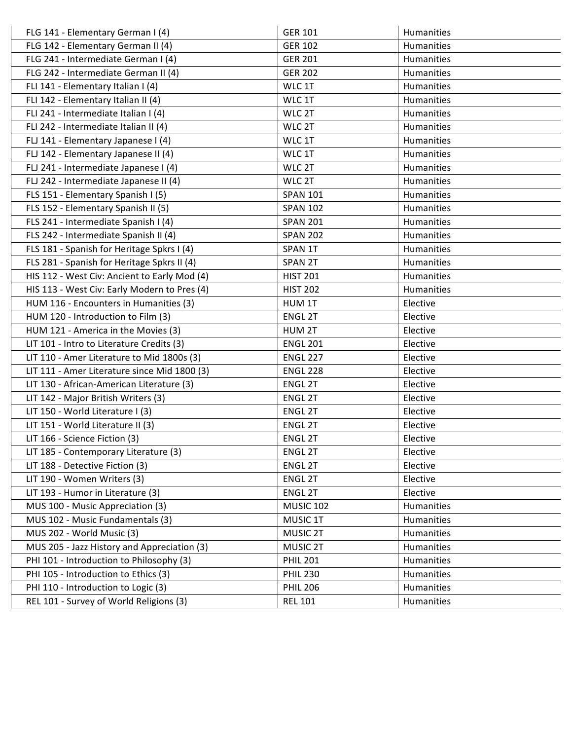| | | |
|---|---|---|
| FLG 141 - Elementary German I (4) | GER 101 | Humanities |
| FLG 142 - Elementary German II (4) | GER 102 | Humanities |
| FLG 241 - Intermediate German I (4) | GER 201 | Humanities |
| FLG 242 - Intermediate German II (4) | GER 202 | Humanities |
| FLI 141 - Elementary Italian I (4) | WLC 1T | Humanities |
| FLI 142 - Elementary Italian II (4) | WLC 1T | Humanities |
| FLI 241 - Intermediate Italian I (4) | WLC 2T | Humanities |
| FLI 242 - Intermediate Italian II (4) | WLC 2T | Humanities |
| FLJ 141 - Elementary Japanese I (4) | WLC 1T | Humanities |
| FLJ 142 - Elementary Japanese II (4) | WLC 1T | Humanities |
| FLJ 241 - Intermediate Japanese I (4) | WLC 2T | Humanities |
| FLJ 242 - Intermediate Japanese II (4) | WLC 2T | Humanities |
| FLS 151 - Elementary Spanish I (5) | SPAN 101 | Humanities |
| FLS 152 - Elementary Spanish II (5) | SPAN 102 | Humanities |
| FLS 241 - Intermediate Spanish I (4) | SPAN 201 | Humanities |
| FLS 242 - Intermediate Spanish II (4) | SPAN 202 | Humanities |
| FLS 181 - Spanish for Heritage Spkrs I (4) | SPAN 1T | Humanities |
| FLS 281 - Spanish for Heritage Spkrs II (4) | SPAN 2T | Humanities |
| HIS 112 - West Civ: Ancient to Early Mod (4) | HIST 201 | Humanities |
| HIS 113 - West Civ: Early Modern to Pres (4) | HIST 202 | Humanities |
| HUM 116 - Encounters in Humanities (3) | HUM 1T | Elective |
| HUM 120 - Introduction to Film (3) | ENGL 2T | Elective |
| HUM 121 - America in the Movies (3) | HUM 2T | Elective |
| LIT 101 - Intro to Literature Credits (3) | ENGL 201 | Elective |
| LIT 110 - Amer Literature to Mid 1800s (3) | ENGL 227 | Elective |
| LIT 111 - Amer Literature since Mid 1800 (3) | ENGL 228 | Elective |
| LIT 130 - African-American Literature (3) | ENGL 2T | Elective |
| LIT 142 - Major British Writers (3) | ENGL 2T | Elective |
| LIT 150 - World Literature I (3) | ENGL 2T | Elective |
| LIT 151 - World Literature II (3) | ENGL 2T | Elective |
| LIT 166 - Science Fiction (3) | ENGL 2T | Elective |
| LIT 185 - Contemporary Literature (3) | ENGL 2T | Elective |
| LIT 188 - Detective Fiction (3) | ENGL 2T | Elective |
| LIT 190 - Women Writers (3) | ENGL 2T | Elective |
| LIT 193 - Humor in Literature (3) | ENGL 2T | Elective |
| MUS 100 - Music Appreciation (3) | MUSIC 102 | Humanities |
| MUS 102 - Music Fundamentals (3) | MUSIC 1T | Humanities |
| MUS 202 - World Music (3) | MUSIC 2T | Humanities |
| MUS 205 - Jazz History and Appreciation (3) | MUSIC 2T | Humanities |
| PHI 101 - Introduction to Philosophy (3) | PHIL 201 | Humanities |
| PHI 105 - Introduction to Ethics (3) | PHIL 230 | Humanities |
| PHI 110 - Introduction to Logic (3) | PHIL 206 | Humanities |
| REL 101 - Survey of World Religions (3) | REL 101 | Humanities |